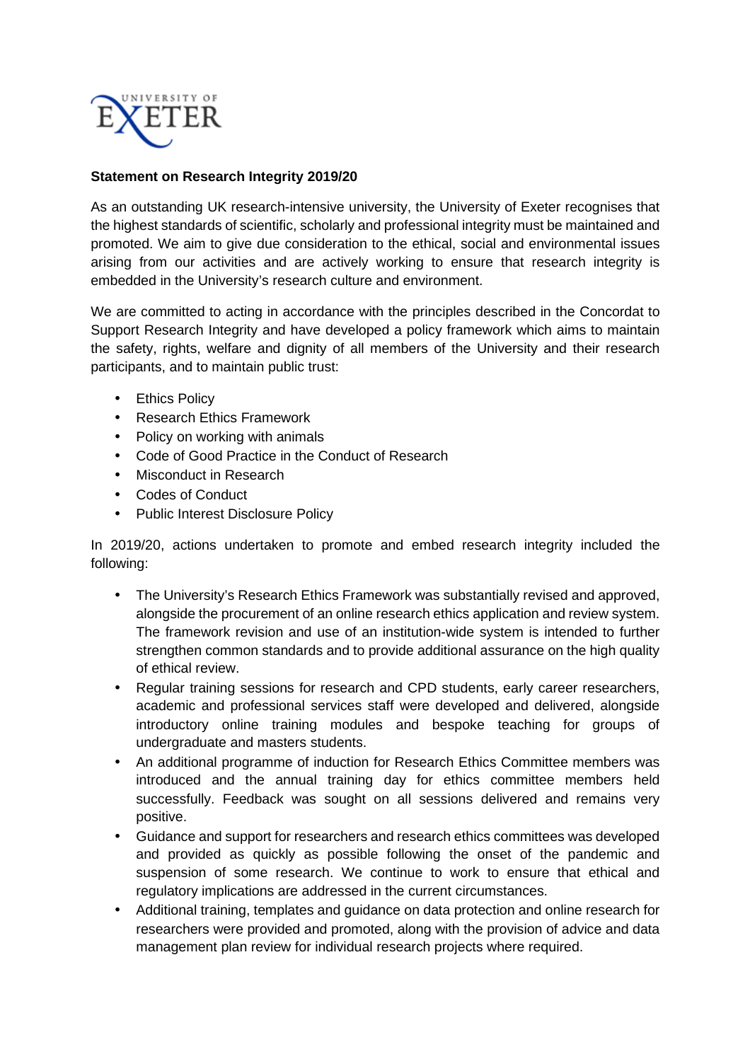**Statement on Research Integrity 2019/20**

As an outstanding UK research-intensive university, the University of Exeter recognises that the highest standards of scientific, scholarly and professional integrity must be maintained and promoted. We aim to give due consideration to the ethical, social and environmental issues arising from our activities and are actively working to ensure that research integrity is embedded in the University's research culture and environment.

We are committed to acting in accordance with the principles described in the Concordat to Support Research Integrity and have developed a policy framework which aims to maintain the safety, rights, welfare and dignity of all members of the University and their research participants, and to maintain public trust:

- Ethics Policy
- Research Ethics Framework
- Policy on working with animals
- Code of Good Practice in the Conduct of Research
- Misconduct in Research
- Codes of Conduct
- Public Interest Disclosure Policy

In 2019/20, actions undertaken to promote and embed research integrity included the following:

- The University's Research Ethics Framework was substantially revised and approved, alongside the procurement of an online research ethics application and review system. The framework revision and use of an institution-wide system is intended to further strengthen common standards and to provide additional assurance on the high quality of ethical review.
- Regular training sessions for research and CPD students, early career researchers, academic and professional services staff were developed and delivered, alongside introductory online training modules and bespoke teaching for groups of undergraduate and masters students.
- An additional programme of induction for Research Ethics Committee members was introduced and the annual training day for ethics committee members held successfully. Feedback was sought on all sessions delivered and remains very positive.
- Guidance and support for researchers and research ethics committees was developed and provided as quickly as possible following the onset of the pandemic and suspension of some research. We continue to work to ensure that ethical and regulatory implications are addressed in the current circumstances.
- Additional training, templates and guidance on data protection and online research for researchers were provided and promoted, along with the provision of advice and data management plan review for individual research projects where required.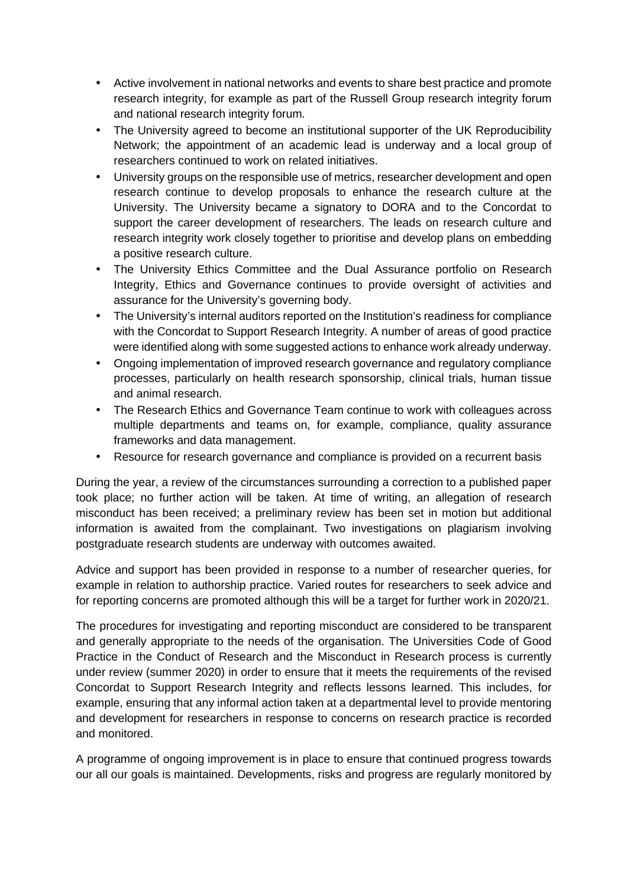- Active involvement in national networks and events to share best practice and promote research integrity, for example as part of the Russell Group research integrity forum and national research integrity forum.
- The University agreed to become an institutional supporter of the UK Reproducibility Network; the appointment of an academic lead is underway and a local group of researchers continued to work on related initiatives.
- University groups on the responsible use of metrics, researcher development and open research continue to develop proposals to enhance the research culture at the University. The University became a signatory to DORA and to the Concordat to support the career development of researchers. The leads on research culture and research integrity work closely together to prioritise and develop plans on embedding a positive research culture.
- The University Ethics Committee and the Dual Assurance portfolio on Research Integrity, Ethics and Governance continues to provide oversight of activities and assurance for the University's governing body.
- The University's internal auditors reported on the Institution's readiness for compliance with the Concordat to Support Research Integrity. A number of areas of good practice were identified along with some suggested actions to enhance work already underway.
- Ongoing implementation of improved research governance and regulatory compliance processes, particularly on health research sponsorship, clinical trials, human tissue and animal research.
- The Research Ethics and Governance Team continue to work with colleagues across multiple departments and teams on, for example, compliance, quality assurance frameworks and data management.
- Resource for research governance and compliance is provided on a recurrent basis

During the year, a review of the circumstances surrounding a correction to a published paper took place; no further action will be taken. At time of writing, an allegation of research misconduct has been received; a preliminary review has been set in motion but additional information is awaited from the complainant. Two investigations on plagiarism involving postgraduate research students are underway with outcomes awaited.

Advice and support has been provided in response to a number of researcher queries, for example in relation to authorship practice. Varied routes for researchers to seek advice and for reporting concerns are promoted although this will be a target for further work in 2020/21.

The procedures for investigating and reporting misconduct are considered to be transparent and generally appropriate to the needs of the organisation. The Universities Code of Good Practice in the Conduct of Research and the Misconduct in Research process is currently under review (summer 2020) in order to ensure that it meets the requirements of the revised Concordat to Support Research Integrity and reflects lessons learned. This includes, for example, ensuring that any informal action taken at a departmental level to provide mentoring and development for researchers in response to concerns on research practice is recorded and monitored.

A programme of ongoing improvement is in place to ensure that continued progress towards our all our goals is maintained. Developments, risks and progress are regularly monitored by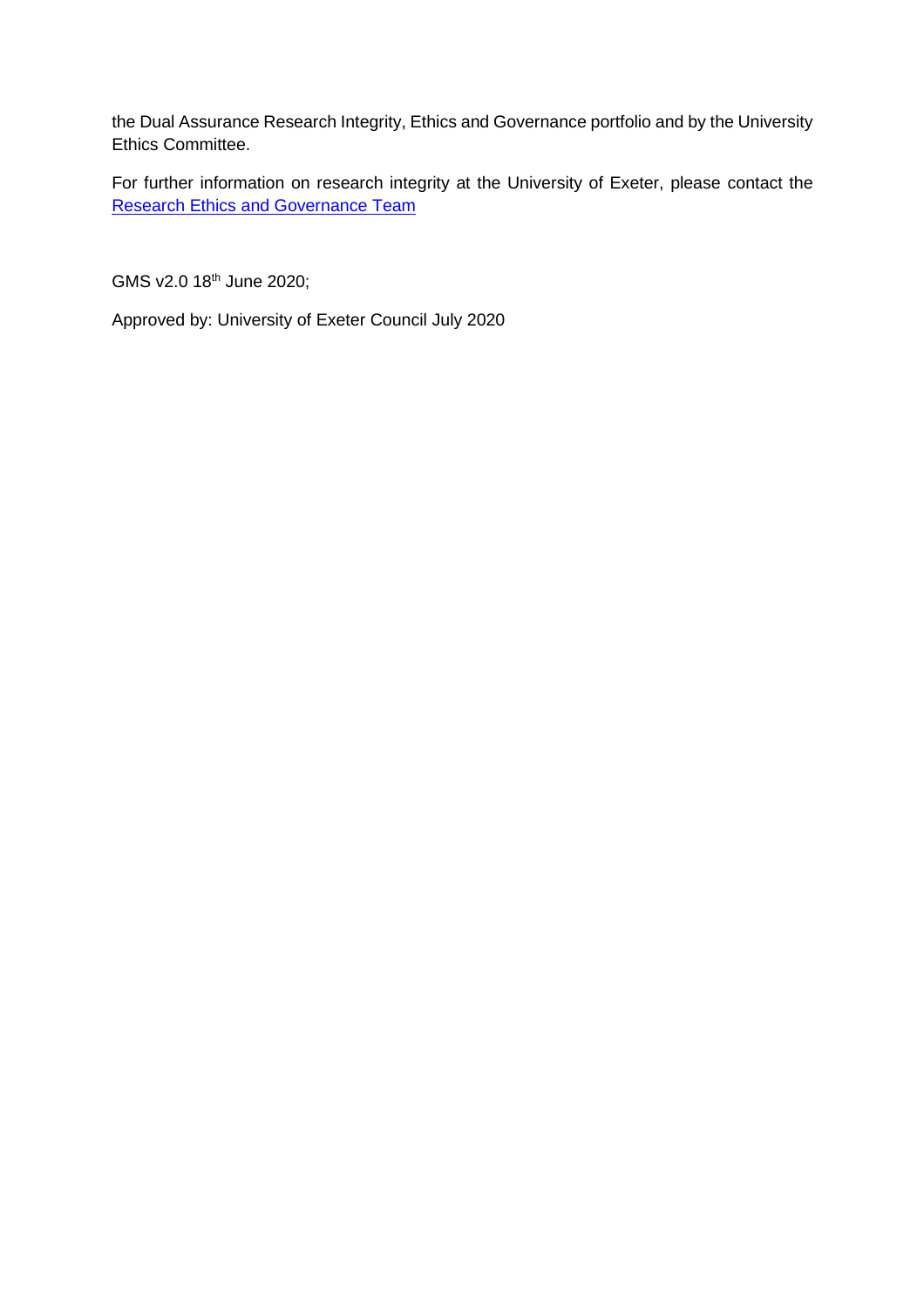the Dual Assurance Research Integrity, Ethics and Governance portfolio and by the University Ethics Committee.

For further information on research integrity at the University of Exeter, please contact the Research Ethics and Governance Team

GMS v2.0 18th June 2020;

Approved by: University of Exeter Council July 2020